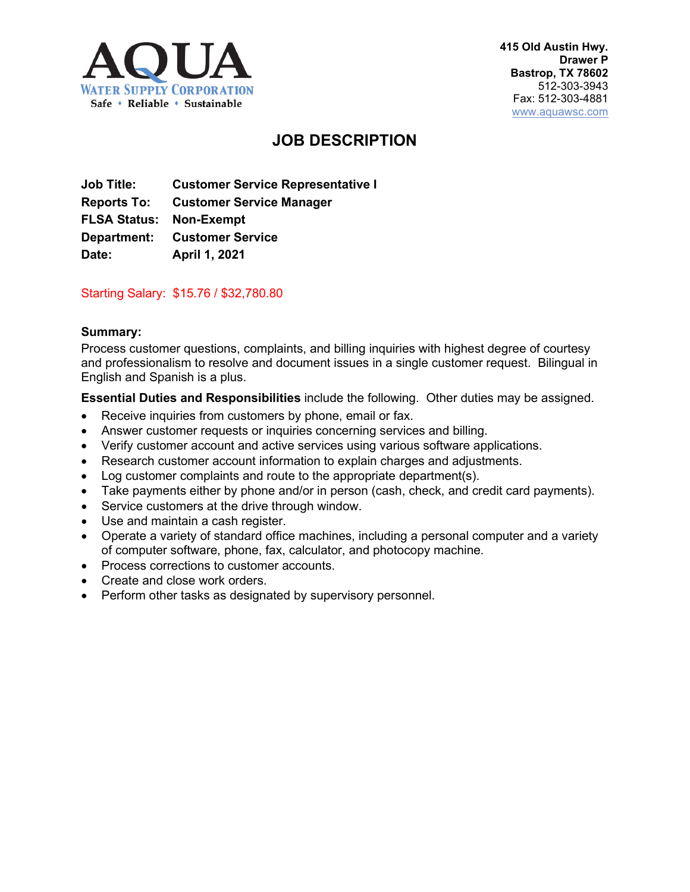**AQUA**
**WATER SUPPLY CORPORATION**
Safe • Reliable • Sustainable

**415 Old Austin Hwy.**
**Drawer P**
**Bastrop, TX 78602**
512-303-3943
Fax: 512-303-4881
www.aquawsc.com

# JOB DESCRIPTION

**Job Title:** **Customer Service Representative I**
**Reports To:** **Customer Service Manager**
**FLSA Status:** **Non-Exempt**
**Department:** **Customer Service**
**Date:** **April 1, 2021**

Starting Salary: $15.76 / $32,780.80

**Summary:**
Process customer questions, complaints, and billing inquiries with highest degree of courtesy and professionalism to resolve and document issues in a single customer request. Bilingual in English and Spanish is a plus.

**Essential Duties and Responsibilities** include the following. Other duties may be assigned.

- Receive inquiries from customers by phone, email or fax.
- Answer customer requests or inquiries concerning services and billing.
- Verify customer account and active services using various software applications.
- Research customer account information to explain charges and adjustments.
- Log customer complaints and route to the appropriate department(s).
- Take payments either by phone and/or in person (cash, check, and credit card payments).
- Service customers at the drive through window.
- Use and maintain a cash register.
- Operate a variety of standard office machines, including a personal computer and a variety of computer software, phone, fax, calculator, and photocopy machine.
- Process corrections to customer accounts.
- Create and close work orders.
- Perform other tasks as designated by supervisory personnel.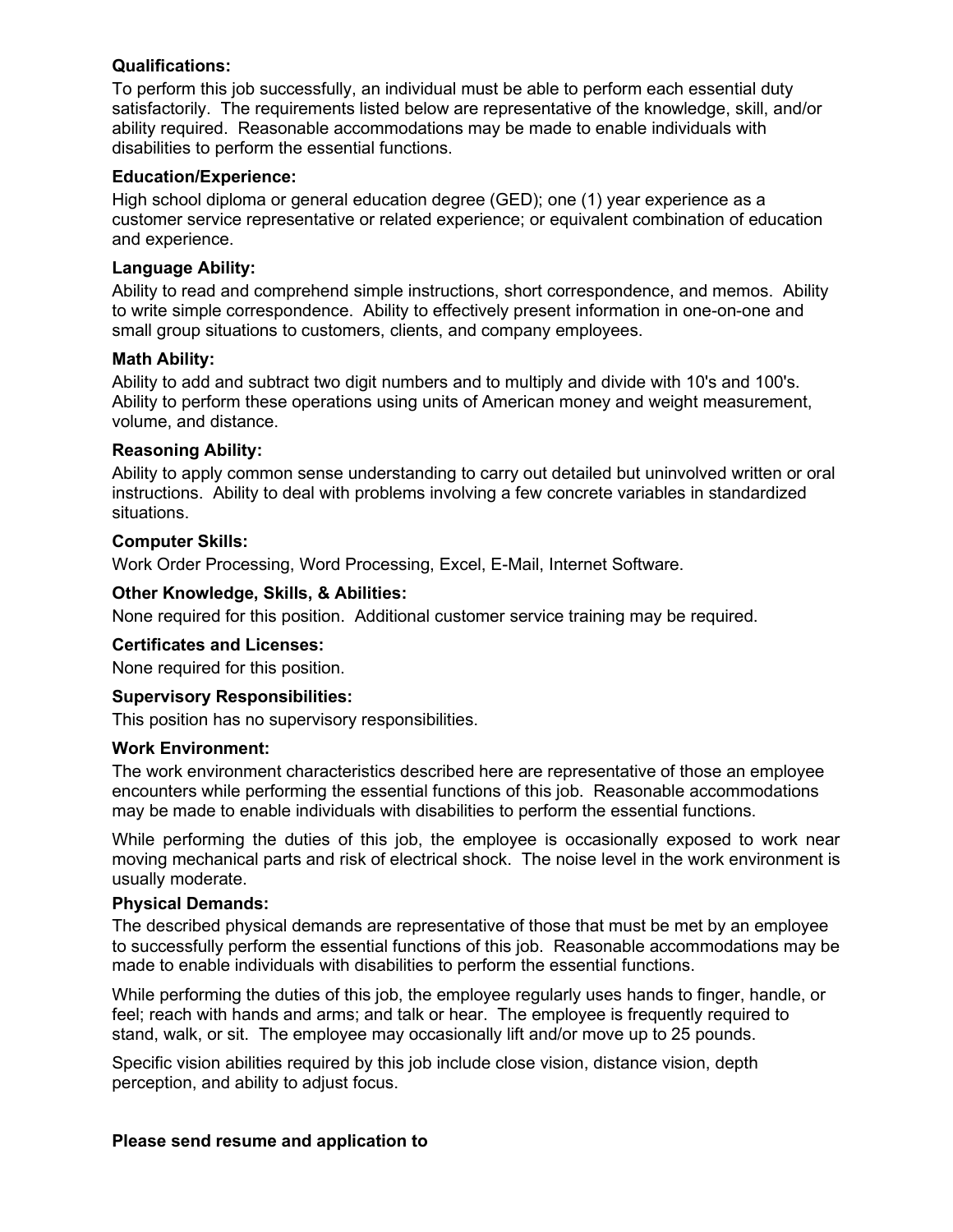**Qualifications:**

To perform this job successfully, an individual must be able to perform each essential duty satisfactorily. The requirements listed below are representative of the knowledge, skill, and/or ability required. Reasonable accommodations may be made to enable individuals with disabilities to perform the essential functions.

**Education/Experience:**

High school diploma or general education degree (GED); one (1) year experience as a customer service representative or related experience; or equivalent combination of education and experience.

**Language Ability:**

Ability to read and comprehend simple instructions, short correspondence, and memos. Ability to write simple correspondence. Ability to effectively present information in one-on-one and small group situations to customers, clients, and company employees.

**Math Ability:**

Ability to add and subtract two digit numbers and to multiply and divide with 10's and 100's. Ability to perform these operations using units of American money and weight measurement, volume, and distance.

**Reasoning Ability:**

Ability to apply common sense understanding to carry out detailed but uninvolved written or oral instructions. Ability to deal with problems involving a few concrete variables in standardized situations.

**Computer Skills:**

Work Order Processing, Word Processing, Excel, E-Mail, Internet Software.

**Other Knowledge, Skills, & Abilities:**

None required for this position. Additional customer service training may be required.

**Certificates and Licenses:**

None required for this position.

**Supervisory Responsibilities:**

This position has no supervisory responsibilities.

**Work Environment:**

The work environment characteristics described here are representative of those an employee encounters while performing the essential functions of this job. Reasonable accommodations may be made to enable individuals with disabilities to perform the essential functions.

While performing the duties of this job, the employee is occasionally exposed to work near moving mechanical parts and risk of electrical shock. The noise level in the work environment is usually moderate.

**Physical Demands:**

The described physical demands are representative of those that must be met by an employee to successfully perform the essential functions of this job. Reasonable accommodations may be made to enable individuals with disabilities to perform the essential functions.

While performing the duties of this job, the employee regularly uses hands to finger, handle, or feel; reach with hands and arms; and talk or hear. The employee is frequently required to stand, walk, or sit. The employee may occasionally lift and/or move up to 25 pounds.

Specific vision abilities required by this job include close vision, distance vision, depth perception, and ability to adjust focus.

**Please send resume and application to**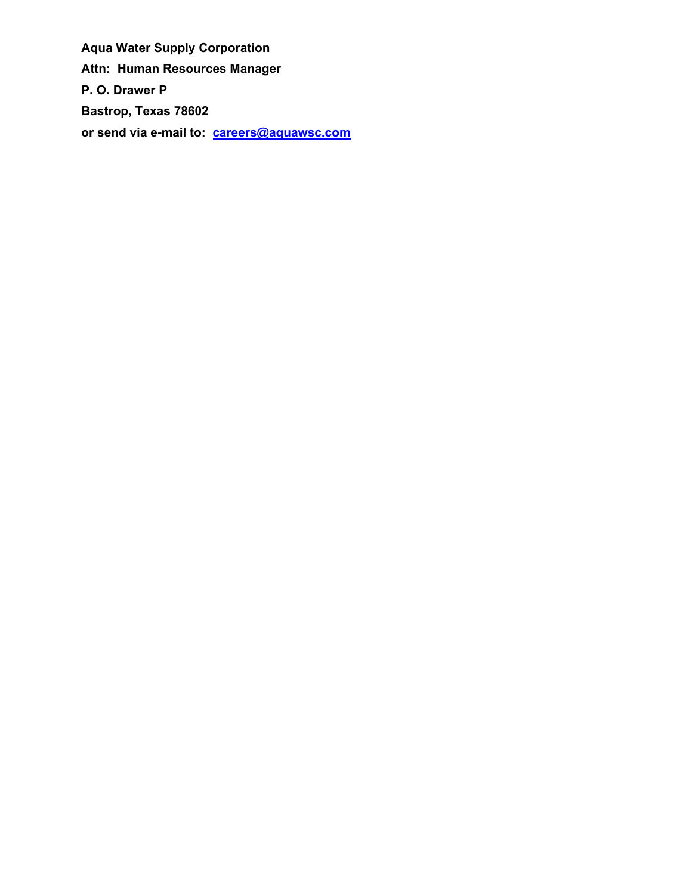**Aqua Water Supply Corporation**

**Attn: Human Resources Manager**

**P. O. Drawer P**

**Bastrop, Texas 78602**

**or send via e-mail to: careers@aquawsc.com**